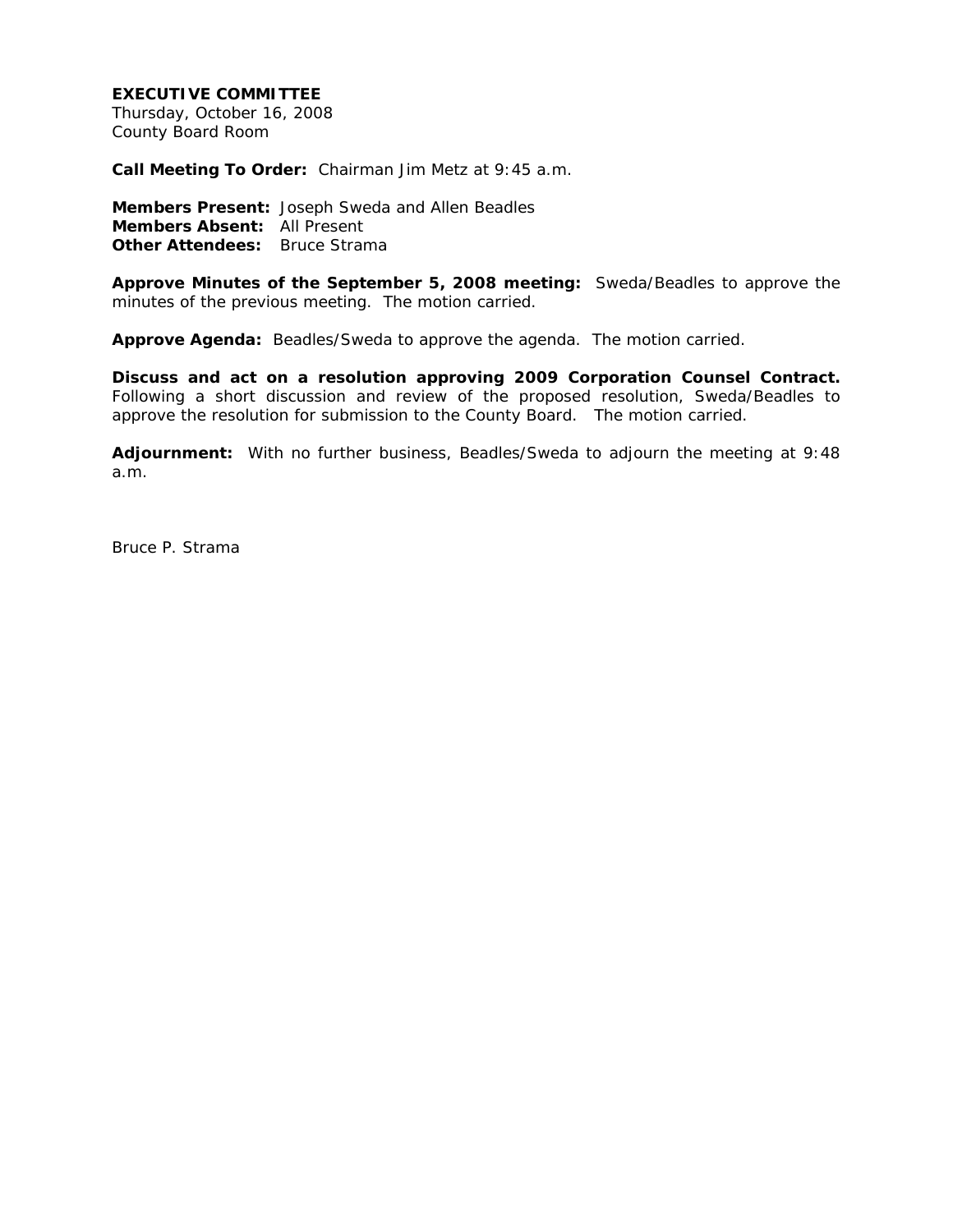**EXECUTIVE COMMITTEE**
Thursday, October 16, 2008
County Board Room

**Call Meeting To Order:** Chairman Jim Metz at 9:45 a.m.

**Members Present:** Joseph Sweda and Allen Beadles
**Members Absent:** All Present
**Other Attendees:** Bruce Strama

**Approve Minutes of the September 5, 2008 meeting:** Sweda/Beadles to approve the minutes of the previous meeting. The motion carried.

**Approve Agenda:** Beadles/Sweda to approve the agenda. The motion carried.

**Discuss and act on a resolution approving 2009 Corporation Counsel Contract.** Following a short discussion and review of the proposed resolution, Sweda/Beadles to approve the resolution for submission to the County Board. The motion carried.

**Adjournment:** With no further business, Beadles/Sweda to adjourn the meeting at 9:48 a.m.

Bruce P. Strama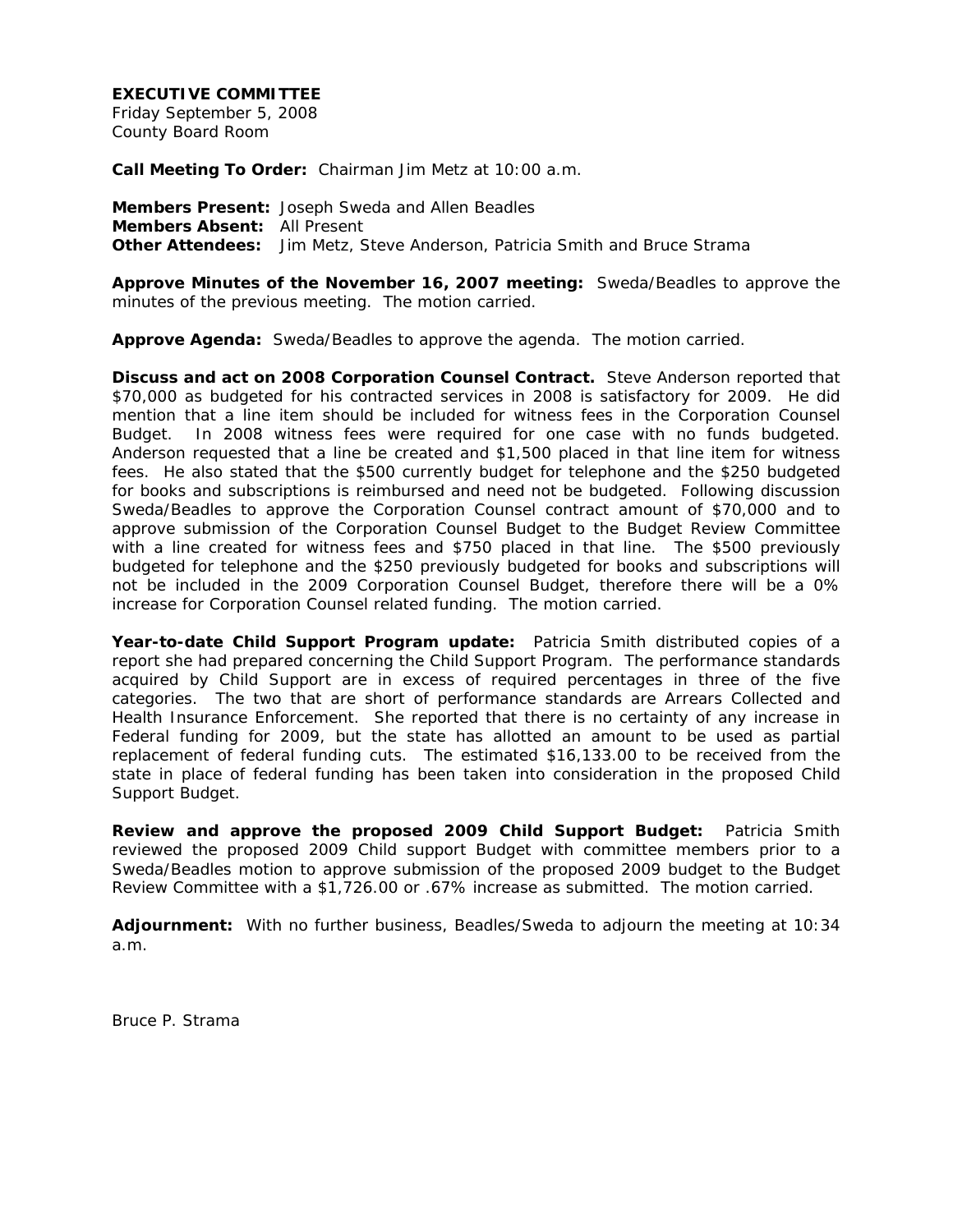**EXECUTIVE COMMITTEE**
Friday September 5, 2008
County Board Room

**Call Meeting To Order:** Chairman Jim Metz at 10:00 a.m.

**Members Present:** Joseph Sweda and Allen Beadles
**Members Absent:** All Present
**Other Attendees:** Jim Metz, Steve Anderson, Patricia Smith and Bruce Strama

**Approve Minutes of the November 16, 2007 meeting:** Sweda/Beadles to approve the minutes of the previous meeting. The motion carried.

**Approve Agenda:** Sweda/Beadles to approve the agenda. The motion carried.

**Discuss and act on 2008 Corporation Counsel Contract.** Steve Anderson reported that $70,000 as budgeted for his contracted services in 2008 is satisfactory for 2009. He did mention that a line item should be included for witness fees in the Corporation Counsel Budget. In 2008 witness fees were required for one case with no funds budgeted. Anderson requested that a line be created and $1,500 placed in that line item for witness fees. He also stated that the $500 currently budget for telephone and the $250 budgeted for books and subscriptions is reimbursed and need not be budgeted. Following discussion Sweda/Beadles to approve the Corporation Counsel contract amount of $70,000 and to approve submission of the Corporation Counsel Budget to the Budget Review Committee with a line created for witness fees and $750 placed in that line. The $500 previously budgeted for telephone and the $250 previously budgeted for books and subscriptions will not be included in the 2009 Corporation Counsel Budget, therefore there will be a 0% increase for Corporation Counsel related funding. The motion carried.

**Year-to-date Child Support Program update:** Patricia Smith distributed copies of a report she had prepared concerning the Child Support Program. The performance standards acquired by Child Support are in excess of required percentages in three of the five categories. The two that are short of performance standards are Arrears Collected and Health Insurance Enforcement. She reported that there is no certainty of any increase in Federal funding for 2009, but the state has allotted an amount to be used as partial replacement of federal funding cuts. The estimated $16,133.00 to be received from the state in place of federal funding has been taken into consideration in the proposed Child Support Budget.

**Review and approve the proposed 2009 Child Support Budget:** Patricia Smith reviewed the proposed 2009 Child support Budget with committee members prior to a Sweda/Beadles motion to approve submission of the proposed 2009 budget to the Budget Review Committee with a $1,726.00 or .67% increase as submitted. The motion carried.

**Adjournment:** With no further business, Beadles/Sweda to adjourn the meeting at 10:34 a.m.

Bruce P. Strama